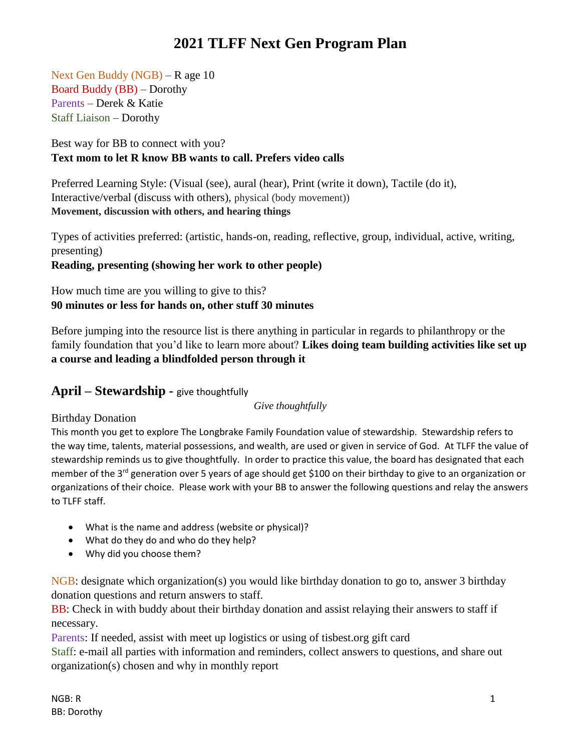# 2021 TLFF Next Gen Program Plan

Next Gen Buddy (NGB) – R age 10
Board Buddy (BB) – Dorothy
Parents – Derek & Katie
Staff Liaison – Dorothy

Best way for BB to connect with you?
**Text mom to let R know BB wants to call. Prefers video calls**

Preferred Learning Style: (Visual (see), aural (hear), Print (write it down), Tactile (do it), Interactive/verbal (discuss with others), physical (body movement))
**Movement, discussion with others, and hearing things**

Types of activities preferred: (artistic, hands-on, reading, reflective, group, individual, active, writing, presenting)
**Reading, presenting (showing her work to other people)**

How much time are you willing to give to this?
**90 minutes or less for hands on, other stuff 30 minutes**

Before jumping into the resource list is there anything in particular in regards to philanthropy or the family foundation that you'd like to learn more about? **Likes doing team building activities like set up a course and leading a blindfolded person through it**

## April – Stewardship - give thoughtfully

*Give thoughtfully*

### Birthday Donation

This month you get to explore The Longbrake Family Foundation value of stewardship. Stewardship refers to the way time, talents, material possessions, and wealth, are used or given in service of God. At TLFF the value of stewardship reminds us to give thoughtfully. In order to practice this value, the board has designated that each member of the 3rd generation over 5 years of age should get $100 on their birthday to give to an organization or organizations of their choice. Please work with your BB to answer the following questions and relay the answers to TLFF staff.

- What is the name and address (website or physical)?
- What do they do and who do they help?
- Why did you choose them?

NGB: designate which organization(s) you would like birthday donation to go to, answer 3 birthday donation questions and return answers to staff.
BB: Check in with buddy about their birthday donation and assist relaying their answers to staff if necessary.
Parents: If needed, assist with meet up logistics or using of tisbest.org gift card
Staff: e-mail all parties with information and reminders, collect answers to questions, and share out organization(s) chosen and why in monthly report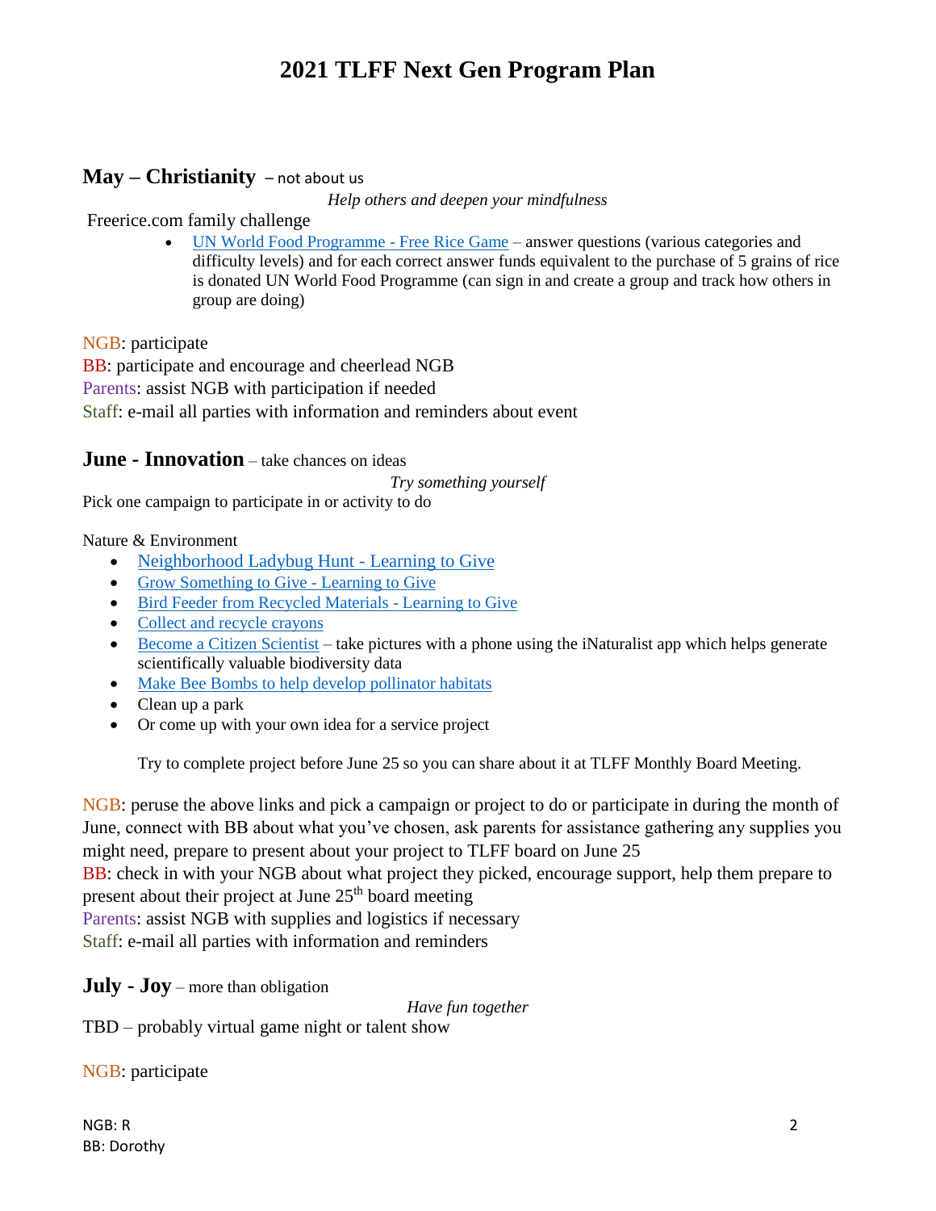# 2021 TLFF Next Gen Program Plan

## May – Christianity – not about us

*Help others and deepen your mindfulness*

Freerice.com family challenge

- UN World Food Programme - Free Rice Game – answer questions (various categories and difficulty levels) and for each correct answer funds equivalent to the purchase of 5 grains of rice is donated UN World Food Programme (can sign in and create a group and track how others in group are doing)

NGB: participate
BB: participate and encourage and cheerlead NGB
Parents: assist NGB with participation if needed
Staff: e-mail all parties with information and reminders about event

## June - Innovation – take chances on ideas

*Try something yourself*

Pick one campaign to participate in or activity to do

Nature & Environment

- Neighborhood Ladybug Hunt - Learning to Give
- Grow Something to Give - Learning to Give
- Bird Feeder from Recycled Materials - Learning to Give
- Collect and recycle crayons
- Become a Citizen Scientist – take pictures with a phone using the iNaturalist app which helps generate scientifically valuable biodiversity data
- Make Bee Bombs to help develop pollinator habitats
- Clean up a park
- Or come up with your own idea for a service project

Try to complete project before June 25 so you can share about it at TLFF Monthly Board Meeting.

NGB: peruse the above links and pick a campaign or project to do or participate in during the month of June, connect with BB about what you've chosen, ask parents for assistance gathering any supplies you might need, prepare to present about your project to TLFF board on June 25
BB: check in with your NGB about what project they picked, encourage support, help them prepare to present about their project at June 25th board meeting
Parents: assist NGB with supplies and logistics if necessary
Staff: e-mail all parties with information and reminders

## July - Joy – more than obligation

*Have fun together*

TBD – probably virtual game night or talent show

NGB: participate

NGB: R
BB: Dorothy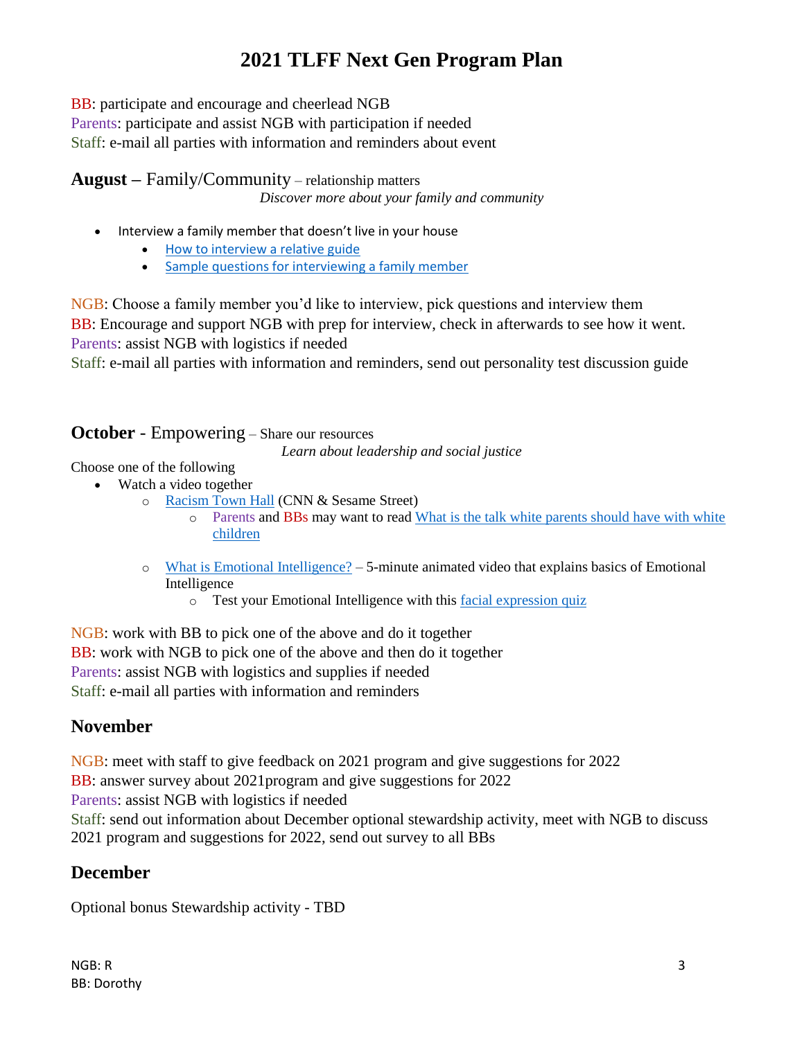# 2021 TLFF Next Gen Program Plan

BB: participate and encourage and cheerlead NGB
Parents: participate and assist NGB with participation if needed
Staff: e-mail all parties with information and reminders about event

**August** – Family/Community – relationship matters

*Discover more about your family and community*

- Interview a family member that doesn't live in your house
  - How to interview a relative guide
  - Sample questions for interviewing a family member

NGB: Choose a family member you'd like to interview, pick questions and interview them
BB: Encourage and support NGB with prep for interview, check in afterwards to see how it went.
Parents: assist NGB with logistics if needed
Staff: e-mail all parties with information and reminders, send out personality test discussion guide

**October** - Empowering – Share our resources

*Learn about leadership and social justice*

Choose one of the following

- Watch a video together
  - Racism Town Hall (CNN & Sesame Street)
    - Parents and BBs may want to read What is the talk white parents should have with white children
  - What is Emotional Intelligence? – 5-minute animated video that explains basics of Emotional Intelligence
    - Test your Emotional Intelligence with this facial expression quiz

NGB: work with BB to pick one of the above and do it together
BB: work with NGB to pick one of the above and then do it together
Parents: assist NGB with logistics and supplies if needed
Staff: e-mail all parties with information and reminders

## November

NGB: meet with staff to give feedback on 2021 program and give suggestions for 2022
BB: answer survey about 2021program and give suggestions for 2022
Parents: assist NGB with logistics if needed
Staff: send out information about December optional stewardship activity, meet with NGB to discuss 2021 program and suggestions for 2022, send out survey to all BBs

## December

Optional bonus Stewardship activity - TBD

NGB: R
BB: Dorothy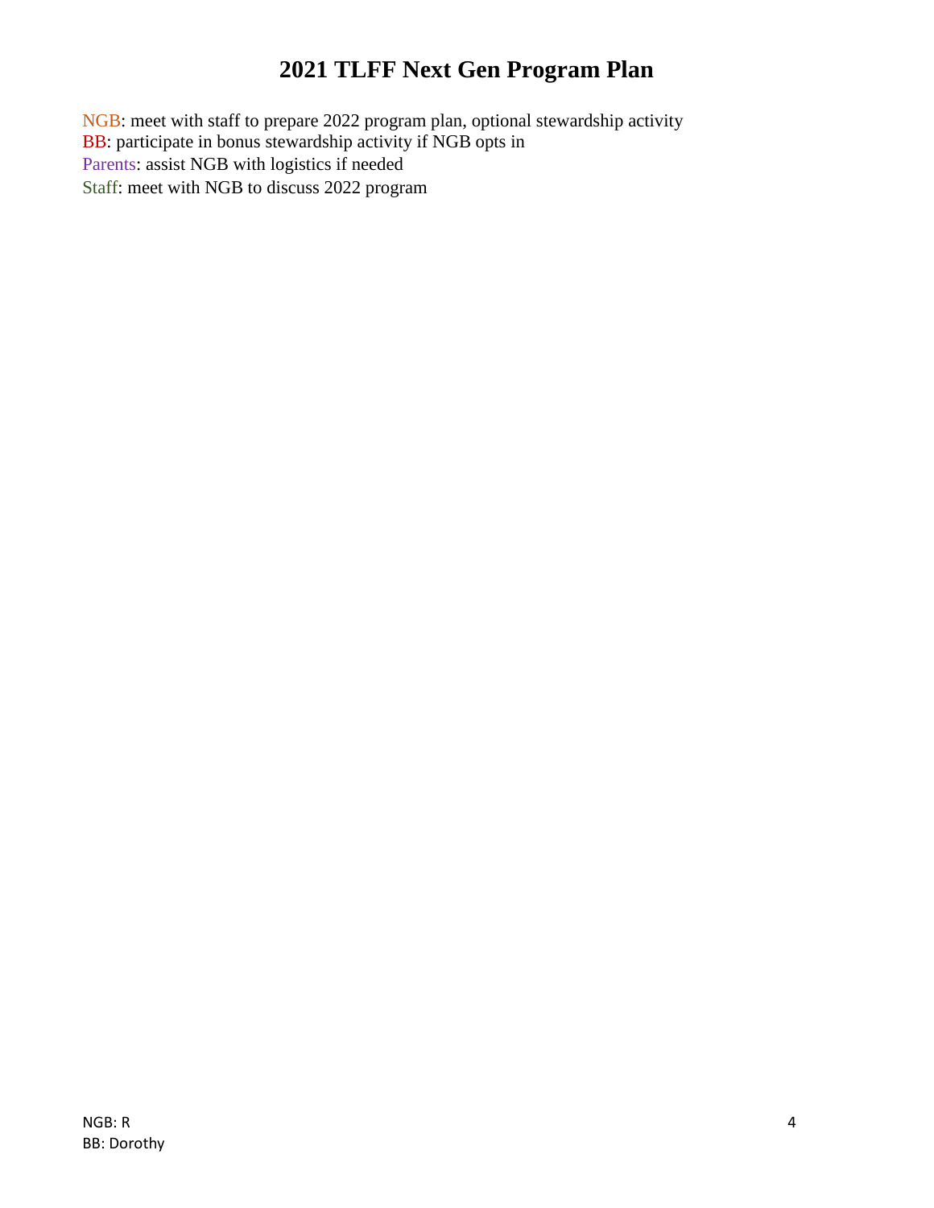# 2021 TLFF Next Gen Program Plan

NGB: meet with staff to prepare 2022 program plan, optional stewardship activity
BB: participate in bonus stewardship activity if NGB opts in
Parents: assist NGB with logistics if needed
Staff: meet with NGB to discuss 2022 program